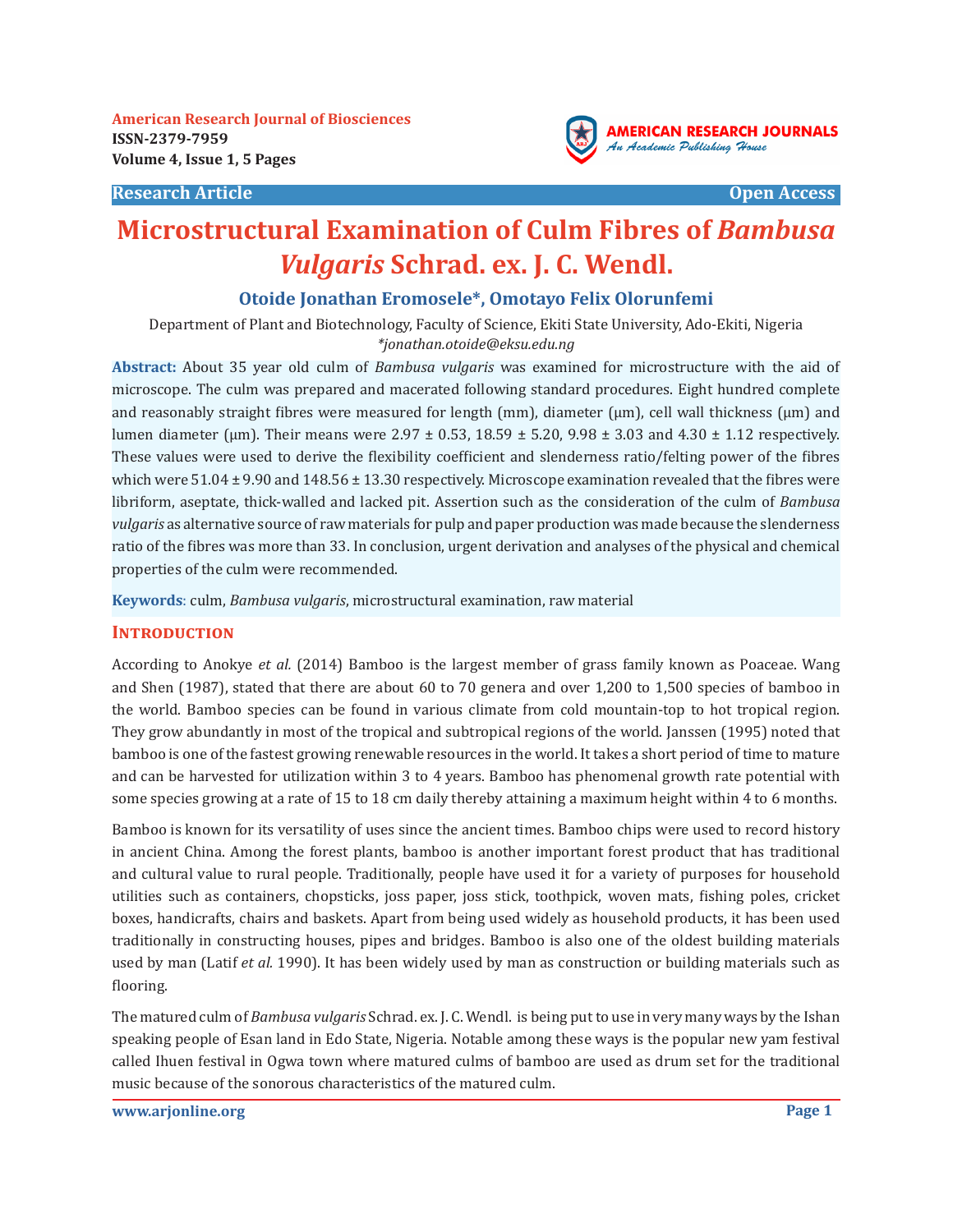American Research Journal of Biosciences
ISSN-2379-7959
Volume 4, Issue 1, 5 Pages

**Research Article** **Open Access**

# Microstructural Examination of Culm Fibres of *Bambusa Vulgaris* Schrad. ex. J. C. Wendl.

**Otoide Jonathan Eromosele*, Omotayo Felix Olorunfemi**

Department of Plant and Biotechnology, Faculty of Science, Ekiti State University, Ado-Ekiti, Nigeria
*jonathan.otoide@eksu.edu.ng

**Abstract:** About 35 year old culm of *Bambusa vulgaris* was examined for microstructure with the aid of microscope. The culm was prepared and macerated following standard procedures. Eight hundred complete and reasonably straight fibres were measured for length (mm), diameter (µm), cell wall thickness (µm) and lumen diameter (µm). Their means were 2.97 ± 0.53, 18.59 ± 5.20, 9.98 ± 3.03 and 4.30 ± 1.12 respectively. These values were used to derive the flexibility coefficient and slenderness ratio/felting power of the fibres which were 51.04 ± 9.90 and 148.56 ± 13.30 respectively. Microscope examination revealed that the fibres were libriform, aseptate, thick-walled and lacked pit. Assertion such as the consideration of the culm of *Bambusa vulgaris* as alternative source of raw materials for pulp and paper production was made because the slenderness ratio of the fibres was more than 33. In conclusion, urgent derivation and analyses of the physical and chemical properties of the culm were recommended.

**Keywords**: culm, *Bambusa vulgaris*, microstructural examination, raw material

## Introduction

According to Anokye *et al.* (2014) Bamboo is the largest member of grass family known as Poaceae. Wang and Shen (1987), stated that there are about 60 to 70 genera and over 1,200 to 1,500 species of bamboo in the world. Bamboo species can be found in various climate from cold mountain-top to hot tropical region. They grow abundantly in most of the tropical and subtropical regions of the world. Janssen (1995) noted that bamboo is one of the fastest growing renewable resources in the world. It takes a short period of time to mature and can be harvested for utilization within 3 to 4 years. Bamboo has phenomenal growth rate potential with some species growing at a rate of 15 to 18 cm daily thereby attaining a maximum height within 4 to 6 months.

Bamboo is known for its versatility of uses since the ancient times. Bamboo chips were used to record history in ancient China. Among the forest plants, bamboo is another important forest product that has traditional and cultural value to rural people. Traditionally, people have used it for a variety of purposes for household utilities such as containers, chopsticks, joss paper, joss stick, toothpick, woven mats, fishing poles, cricket boxes, handicrafts, chairs and baskets. Apart from being used widely as household products, it has been used traditionally in constructing houses, pipes and bridges. Bamboo is also one of the oldest building materials used by man (Latif *et al.* 1990). It has been widely used by man as construction or building materials such as flooring.

The matured culm of *Bambusa vulgaris* Schrad. ex. J. C. Wendl. is being put to use in very many ways by the Ishan speaking people of Esan land in Edo State, Nigeria. Notable among these ways is the popular new yam festival called Ihuen festival in Ogwa town where matured culms of bamboo are used as drum set for the traditional music because of the sonorous characteristics of the matured culm.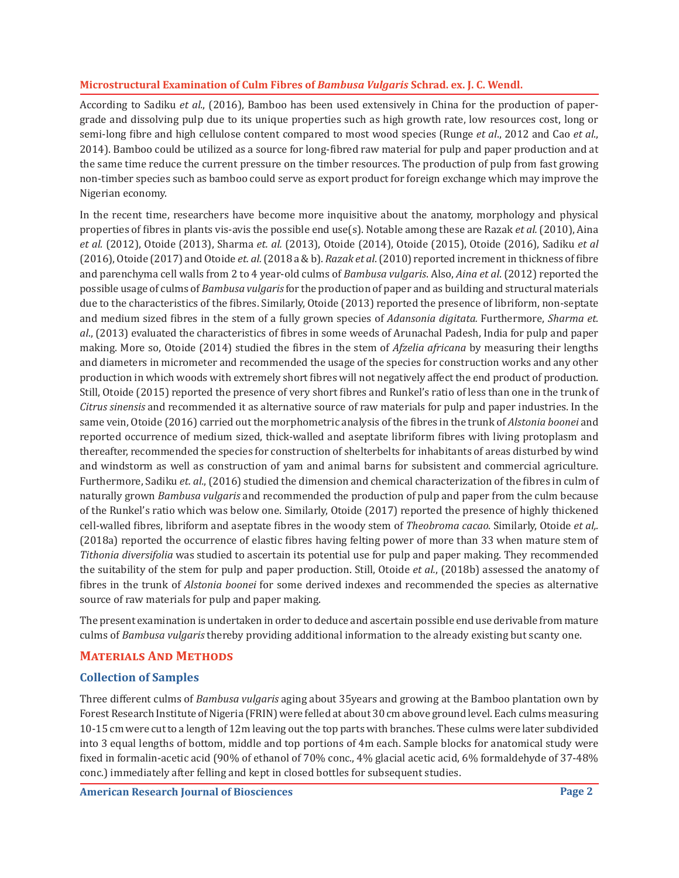According to Sadiku *et al*., (2016), Bamboo has been used extensively in China for the production of paper-grade and dissolving pulp due to its unique properties such as high growth rate, low resources cost, long or semi-long fibre and high cellulose content compared to most wood species (Runge *et al*., 2012 and Cao *et al*., 2014). Bamboo could be utilized as a source for long-fibred raw material for pulp and paper production and at the same time reduce the current pressure on the timber resources. The production of pulp from fast growing non-timber species such as bamboo could serve as export product for foreign exchange which may improve the Nigerian economy.

In the recent time, researchers have become more inquisitive about the anatomy, morphology and physical properties of fibres in plants vis-avis the possible end use(s). Notable among these are Razak *et al.* (2010), Aina *et al.* (2012), Otoide (2013), Sharma *et. al.* (2013), Otoide (2014), Otoide (2015), Otoide (2016), Sadiku *et al* (2016), Otoide (2017) and Otoide *et. al.* (2018 a & b). *Razak et al*. (2010) reported increment in thickness of fibre and parenchyma cell walls from 2 to 4 year-old culms of *Bambusa vulgaris*. Also, *Aina et al*. (2012) reported the possible usage of culms of *Bambusa vulgaris* for the production of paper and as building and structural materials due to the characteristics of the fibres. Similarly, Otoide (2013) reported the presence of libriform, non-septate and medium sized fibres in the stem of a fully grown species of *Adansonia digitata.* Furthermore, *Sharma et. al*., (2013) evaluated the characteristics of fibres in some weeds of Arunachal Padesh, India for pulp and paper making. More so, Otoide (2014) studied the fibres in the stem of *Afzelia africana* by measuring their lengths and diameters in micrometer and recommended the usage of the species for construction works and any other production in which woods with extremely short fibres will not negatively affect the end product of production. Still, Otoide (2015) reported the presence of very short fibres and Runkel's ratio of less than one in the trunk of *Citrus sinensis* and recommended it as alternative source of raw materials for pulp and paper industries. In the same vein, Otoide (2016) carried out the morphometric analysis of the fibres in the trunk of *Alstonia boonei* and reported occurrence of medium sized, thick-walled and aseptate libriform fibres with living protoplasm and thereafter, recommended the species for construction of shelterbelts for inhabitants of areas disturbed by wind and windstorm as well as construction of yam and animal barns for subsistent and commercial agriculture. Furthermore, Sadiku *et. al.,* (2016) studied the dimension and chemical characterization of the fibres in culm of naturally grown *Bambusa vulgaris* and recommended the production of pulp and paper from the culm because of the Runkel's ratio which was below one. Similarly, Otoide (2017) reported the presence of highly thickened cell-walled fibres, libriform and aseptate fibres in the woody stem of *Theobroma cacao.* Similarly, Otoide *et al,.* (2018a) reported the occurrence of elastic fibres having felting power of more than 33 when mature stem of *Tithonia diversifolia* was studied to ascertain its potential use for pulp and paper making. They recommended the suitability of the stem for pulp and paper production. Still, Otoide *et al.*, (2018b) assessed the anatomy of fibres in the trunk of *Alstonia boonei* for some derived indexes and recommended the species as alternative source of raw materials for pulp and paper making.

The present examination is undertaken in order to deduce and ascertain possible end use derivable from mature culms of *Bambusa vulgaris* thereby providing additional information to the already existing but scanty one.

## Materials And Methods

### Collection of Samples

Three different culms of *Bambusa vulgaris* aging about 35years and growing at the Bamboo plantation own by Forest Research Institute of Nigeria (FRIN) were felled at about 30 cm above ground level. Each culms measuring 10-15 cm were cut to a length of 12m leaving out the top parts with branches. These culms were later subdivided into 3 equal lengths of bottom, middle and top portions of 4m each. Sample blocks for anatomical study were fixed in formalin-acetic acid (90% of ethanol of 70% conc., 4% glacial acetic acid, 6% formaldehyde of 37-48% conc.) immediately after felling and kept in closed bottles for subsequent studies.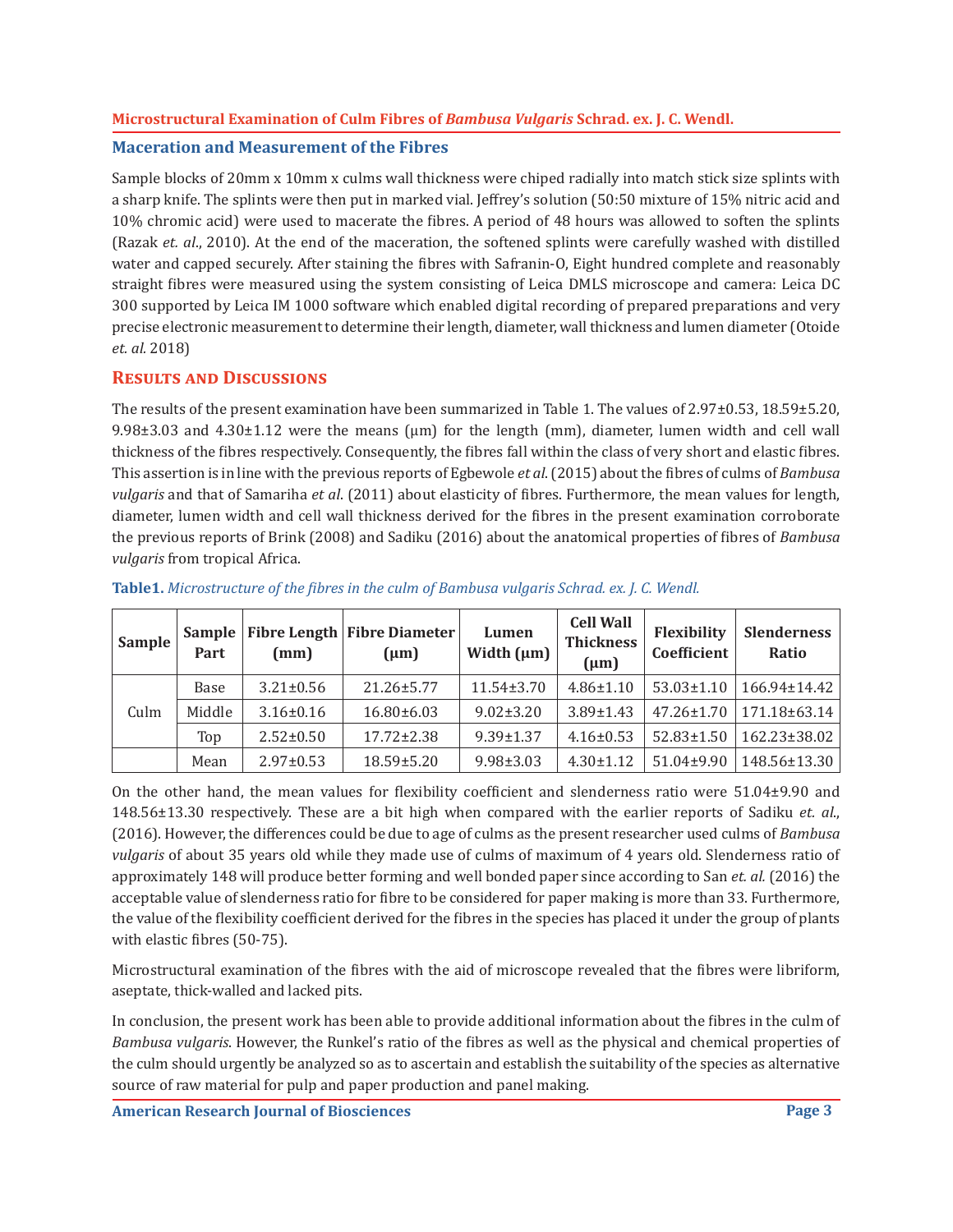## Maceration and Measurement of the Fibres

Sample blocks of 20mm x 10mm x culms wall thickness were chiped radially into match stick size splints with a sharp knife. The splints were then put in marked vial. Jeffrey's solution (50:50 mixture of 15% nitric acid and 10% chromic acid) were used to macerate the fibres. A period of 48 hours was allowed to soften the splints (Razak *et. al*., 2010). At the end of the maceration, the softened splints were carefully washed with distilled water and capped securely. After staining the fibres with Safranin-O, Eight hundred complete and reasonably straight fibres were measured using the system consisting of Leica DMLS microscope and camera: Leica DC 300 supported by Leica IM 1000 software which enabled digital recording of prepared preparations and very precise electronic measurement to determine their length, diameter, wall thickness and lumen diameter (Otoide *et. al.* 2018)

## Results and Discussions

The results of the present examination have been summarized in Table 1. The values of 2.97±0.53, 18.59±5.20, 9.98±3.03 and 4.30±1.12 were the means (μm) for the length (mm), diameter, lumen width and cell wall thickness of the fibres respectively. Consequently, the fibres fall within the class of very short and elastic fibres. This assertion is in line with the previous reports of Egbewole *et al*. (2015) about the fibres of culms of *Bambusa vulgaris* and that of Samariha *et al*. (2011) about elasticity of fibres. Furthermore, the mean values for length, diameter, lumen width and cell wall thickness derived for the fibres in the present examination corroborate the previous reports of Brink (2008) and Sadiku (2016) about the anatomical properties of fibres of *Bambusa vulgaris* from tropical Africa.

**Table1.** *Microstructure of the fibres in the culm of Bambusa vulgaris Schrad. ex. J. C. Wendl.*

| Sample | Sample Part | Fibre Length (mm) | Fibre Diameter (μm) | Lumen Width (μm) | Cell Wall Thickness (μm) | Flexibility Coefficient | Slenderness Ratio |
|---|---|---|---|---|---|---|---|
| Culm | Base | 3.21±0.56 | 21.26±5.77 | 11.54±3.70 | 4.86±1.10 | 53.03±1.10 | 166.94±14.42 |
| | Middle | 3.16±0.16 | 16.80±6.03 | 9.02±3.20 | 3.89±1.43 | 47.26±1.70 | 171.18±63.14 |
| | Top | 2.52±0.50 | 17.72±2.38 | 9.39±1.37 | 4.16±0.53 | 52.83±1.50 | 162.23±38.02 |
| | Mean | 2.97±0.53 | 18.59±5.20 | 9.98±3.03 | 4.30±1.12 | 51.04±9.90 | 148.56±13.30 |

On the other hand, the mean values for flexibility coefficient and slenderness ratio were 51.04±9.90 and 148.56±13.30 respectively. These are a bit high when compared with the earlier reports of Sadiku *et. al.*, (2016). However, the differences could be due to age of culms as the present researcher used culms of *Bambusa vulgaris* of about 35 years old while they made use of culms of maximum of 4 years old. Slenderness ratio of approximately 148 will produce better forming and well bonded paper since according to San *et. al.* (2016) the acceptable value of slenderness ratio for fibre to be considered for paper making is more than 33. Furthermore, the value of the flexibility coefficient derived for the fibres in the species has placed it under the group of plants with elastic fibres (50-75).

Microstructural examination of the fibres with the aid of microscope revealed that the fibres were libriform, aseptate, thick-walled and lacked pits.

In conclusion, the present work has been able to provide additional information about the fibres in the culm of *Bambusa vulgaris*. However, the Runkel's ratio of the fibres as well as the physical and chemical properties of the culm should urgently be analyzed so as to ascertain and establish the suitability of the species as alternative source of raw material for pulp and paper production and panel making.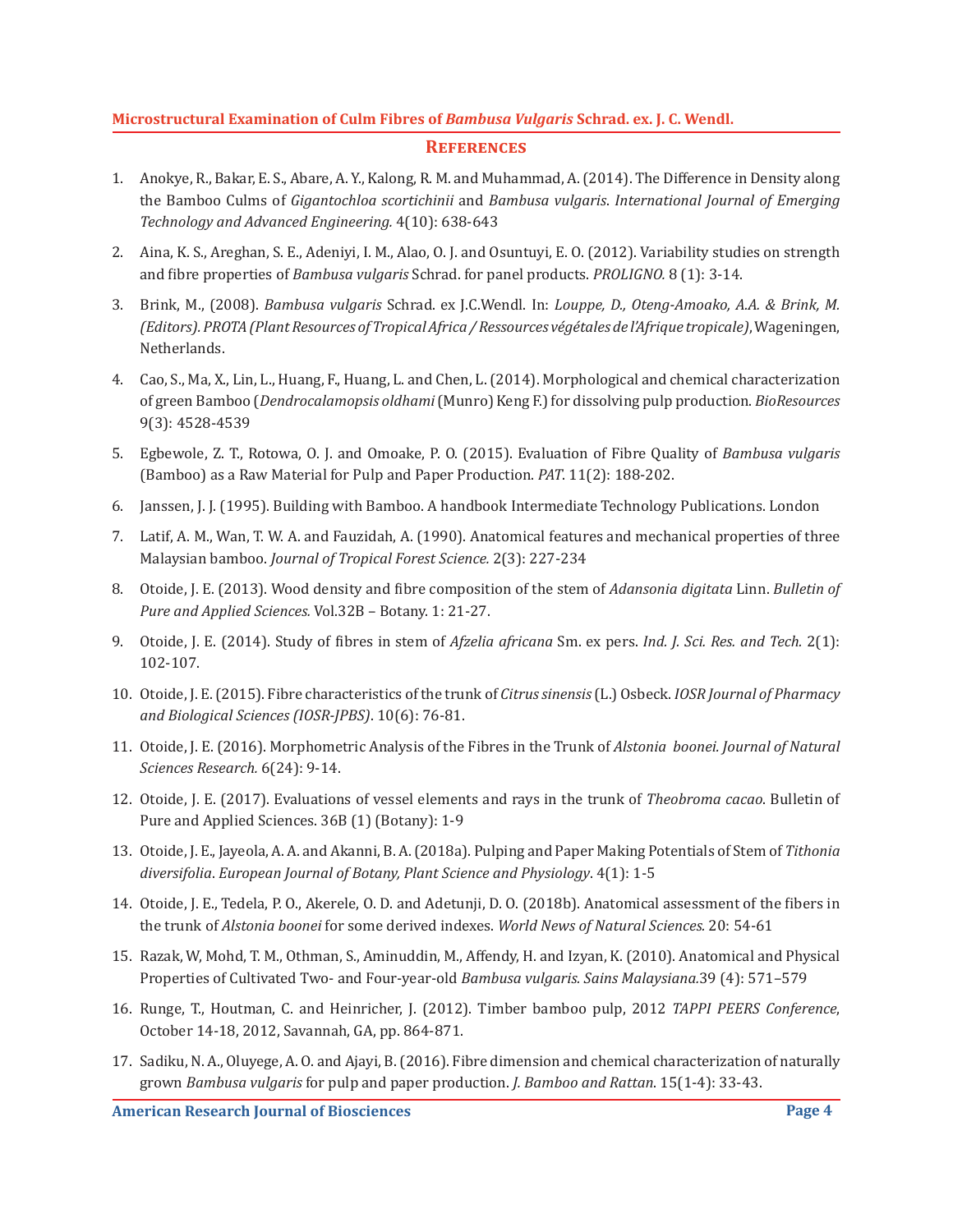## References

1. Anokye, R., Bakar, E. S., Abare, A. Y., Kalong, R. M. and Muhammad, A. (2014). The Difference in Density along the Bamboo Culms of *Gigantochloa scortichinii* and *Bambusa vulgaris*. *International Journal of Emerging Technology and Advanced Engineering.* 4(10): 638-643
2. Aina, K. S., Areghan, S. E., Adeniyi, I. M., Alao, O. J. and Osuntuyi, E. O. (2012). Variability studies on strength and fibre properties of *Bambusa vulgaris* Schrad. for panel products. *PROLIGNO.* 8 (1): 3-14.
3. Brink, M., (2008). *Bambusa vulgaris* Schrad. ex J.C.Wendl. In: *Louppe, D., Oteng-Amoako, A.A. & Brink, M. (Editors). PROTA (Plant Resources of Tropical Africa / Ressources végétales de l'Afrique tropicale)*, Wageningen, Netherlands.
4. Cao, S., Ma, X., Lin, L., Huang, F., Huang, L. and Chen, L. (2014). Morphological and chemical characterization of green Bamboo (*Dendrocalamopsis oldhami* (Munro) Keng F.) for dissolving pulp production. *BioResources* 9(3): 4528-4539
5. Egbewole, Z. T., Rotowa, O. J. and Omoake, P. O. (2015). Evaluation of Fibre Quality of *Bambusa vulgaris* (Bamboo) as a Raw Material for Pulp and Paper Production. *PAT*. 11(2): 188-202.
6. Janssen, J. J. (1995). Building with Bamboo. A handbook Intermediate Technology Publications. London
7. Latif, A. M., Wan, T. W. A. and Fauzidah, A. (1990). Anatomical features and mechanical properties of three Malaysian bamboo. *Journal of Tropical Forest Science.* 2(3): 227-234
8. Otoide, J. E. (2013). Wood density and fibre composition of the stem of *Adansonia digitata* Linn. *Bulletin of Pure and Applied Sciences.* Vol.32B – Botany. 1: 21-27.
9. Otoide, J. E. (2014). Study of fibres in stem of *Afzelia africana* Sm. ex pers. *Ind. J. Sci. Res. and Tech.* 2(1): 102-107.
10. Otoide, J. E. (2015). Fibre characteristics of the trunk of *Citrus sinensis* (L.) Osbeck. *IOSR Journal of Pharmacy and Biological Sciences (IOSR-JPBS)*. 10(6): 76-81.
11. Otoide, J. E. (2016). Morphometric Analysis of the Fibres in the Trunk of *Alstonia boonei. Journal of Natural Sciences Research.* 6(24): 9-14.
12. Otoide, J. E. (2017). Evaluations of vessel elements and rays in the trunk of *Theobroma cacao*. Bulletin of Pure and Applied Sciences. 36B (1) (Botany): 1-9
13. Otoide, J. E., Jayeola, A. A. and Akanni, B. A. (2018a). Pulping and Paper Making Potentials of Stem of *Tithonia diversifolia*. *European Journal of Botany, Plant Science and Physiology*. 4(1): 1-5
14. Otoide, J. E., Tedela, P. O., Akerele, O. D. and Adetunji, D. O. (2018b). Anatomical assessment of the fibers in the trunk of *Alstonia boonei* for some derived indexes. *World News of Natural Sciences.* 20: 54-61
15. Razak, W, Mohd, T. M., Othman, S., Aminuddin, M., Affendy, H. and Izyan, K. (2010). Anatomical and Physical Properties of Cultivated Two- and Four-year-old *Bambusa vulgaris. Sains Malaysiana.*39 (4): 571–579
16. Runge, T., Houtman, C. and Heinricher, J. (2012). Timber bamboo pulp, 2012 *TAPPI PEERS Conference*, October 14-18, 2012, Savannah, GA, pp. 864-871.
17. Sadiku, N. A., Oluyege, A. O. and Ajayi, B. (2016). Fibre dimension and chemical characterization of naturally grown *Bambusa vulgaris* for pulp and paper production. *J. Bamboo and Rattan*. 15(1-4): 33-43.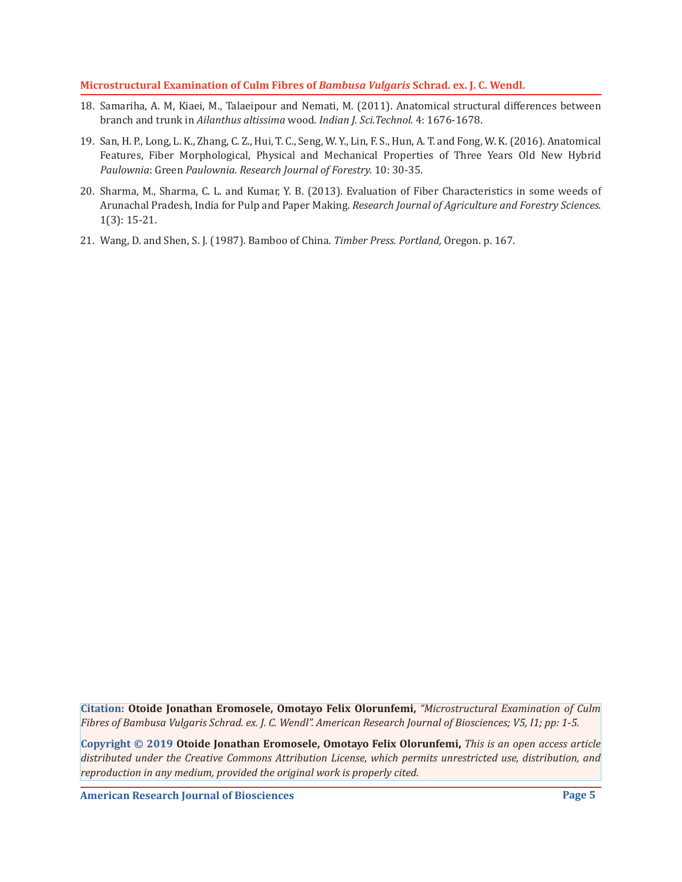18. Samariha, A. M, Kiaei, M., Talaeipour and Nemati, M. (2011). Anatomical structural differences between branch and trunk in *Ailanthus altissima* wood. *Indian J. Sci.Technol.* 4: 1676-1678.

19. San, H. P., Long, L. K., Zhang, C. Z., Hui, T. C., Seng, W. Y., Lin, F. S., Hun, A. T. and Fong, W. K. (2016). Anatomical Features, Fiber Morphological, Physical and Mechanical Properties of Three Years Old New Hybrid *Paulownia*: Green *Paulownia*. *Research Journal of Forestry.* 10: 30-35.

20. Sharma, M., Sharma, C. L. and Kumar, Y. B. (2013). Evaluation of Fiber Characteristics in some weeds of Arunachal Pradesh, India for Pulp and Paper Making. *Research Journal of Agriculture and Forestry Sciences.* 1(3): 15-21.

21. Wang, D. and Shen, S. J. (1987). Bamboo of China. *Timber Press. Portland,* Oregon. p. 167.

**Citation:** **Otoide Jonathan Eromosele, Omotayo Felix Olorunfemi,** *"Microstructural Examination of Culm Fibres of Bambusa Vulgaris Schrad. ex. J. C. Wendl". American Research Journal of Biosciences; V5, I1; pp: 1-5.*

**Copyright © 2019** **Otoide Jonathan Eromosele, Omotayo Felix Olorunfemi,** *This is an open access article distributed under the Creative Commons Attribution License, which permits unrestricted use, distribution, and reproduction in any medium, provided the original work is properly cited.*